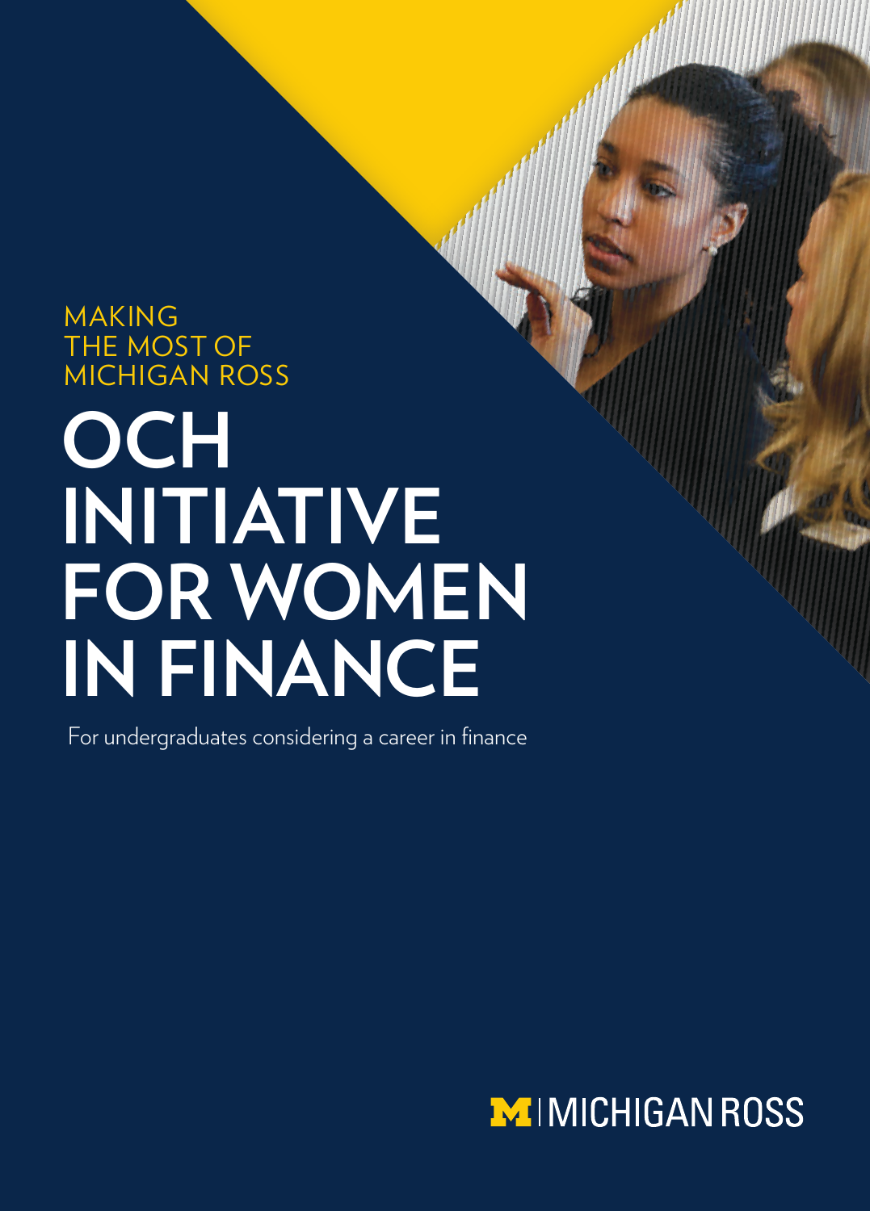MAKING THE MOST OF MICHIGAN ROSS

# OCH INITIATIVE FOR WOMEN IN FINANCE

For undergraduates considering a career in finance

MICHIGAN ROSS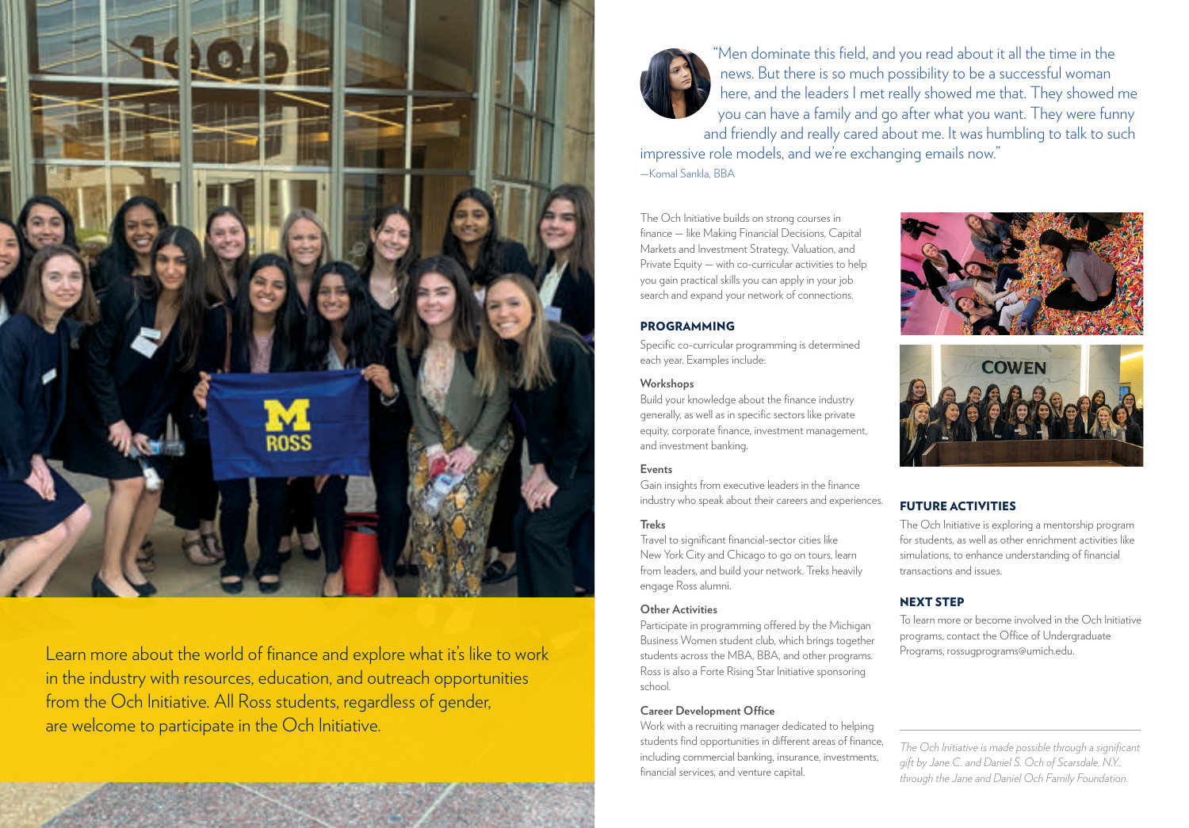"Men dominate this field, and you read about it all the time in the news. But there is so much possibility to be a successful woman here, and the leaders I met really showed me that. They showed me you can have a family and go after what you want. They were funny and friendly and really cared about me. It was humbling to talk to such impressive role models, and we're exchanging emails now."

—Komal Sankla, BBA

Learn more about the world of finance and explore what it's like to work in the industry with resources, education, and outreach opportunities from the Och Initiative. All Ross students, regardless of gender, are welcome to participate in the Och Initiative.

The Och Initiative builds on strong courses in finance — like Making Financial Decisions, Capital Markets and Investment Strategy, Valuation, and Private Equity — with co-curricular activities to help you gain practical skills you can apply in your job search and expand your network of connections.

## PROGRAMMING

Specific co-curricular programming is determined each year. Examples include:

**Workshops**

Build your knowledge about the finance industry generally, as well as in specific sectors like private equity, corporate finance, investment management, and investment banking.

**Events**

Gain insights from executive leaders in the finance industry who speak about their careers and experiences.

**Treks**

Travel to significant financial-sector cities like New York City and Chicago to go on tours, learn from leaders, and build your network. Treks heavily engage Ross alumni.

**Other Activities**

Participate in programming offered by the Michigan Business Women student club, which brings together students across the MBA, BBA, and other programs. Ross is also a Forte Rising Star Initiative sponsoring school.

**Career Development Office**

Work with a recruiting manager dedicated to helping students find opportunities in different areas of finance, including commercial banking, insurance, investments, financial services, and venture capital.

## FUTURE ACTIVITIES

The Och Initiative is exploring a mentorship program for students, as well as other enrichment activities like simulations, to enhance understanding of financial transactions and issues.

## NEXT STEP

To learn more or become involved in the Och Initiative programs, contact the Office of Undergraduate Programs, rossugprograms@umich.edu.

*The Och Initiative is made possible through a significant gift by Jane C. and Daniel S. Och of Scarsdale, N.Y., through the Jane and Daniel Och Family Foundation.*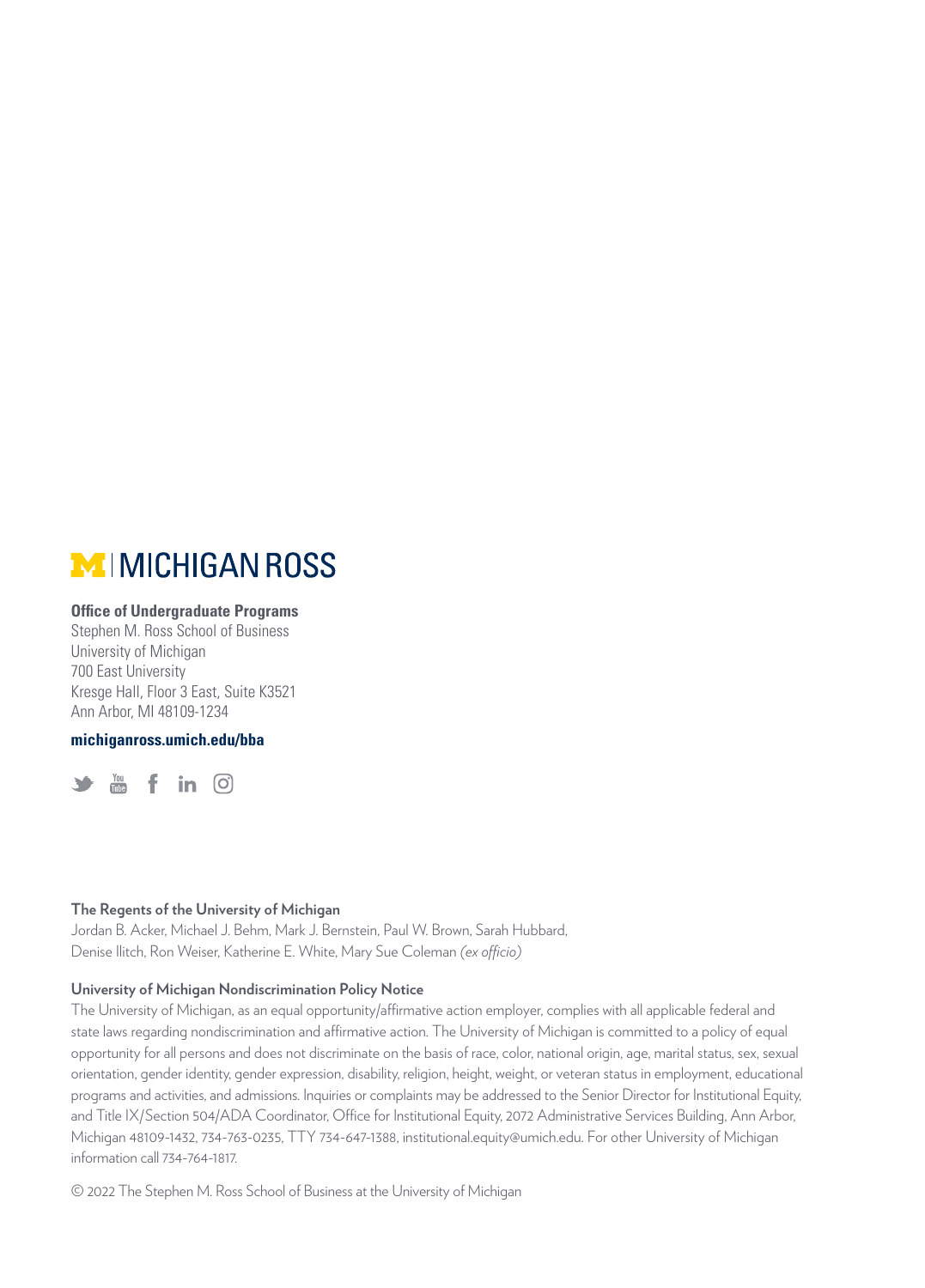MICHIGAN ROSS

**Office of Undergraduate Programs**
Stephen M. Ross School of Business
University of Michigan
700 East University
Kresge Hall, Floor 3 East, Suite K3521
Ann Arbor, MI 48109-1234

**michiganross.umich.edu/bba**

**The Regents of the University of Michigan**
Jordan B. Acker, Michael J. Behm, Mark J. Bernstein, Paul W. Brown, Sarah Hubbard, Denise Ilitch, Ron Weiser, Katherine E. White, Mary Sue Coleman *(ex officio)*

**University of Michigan Nondiscrimination Policy Notice**
The University of Michigan, as an equal opportunity/affirmative action employer, complies with all applicable federal and state laws regarding nondiscrimination and affirmative action. The University of Michigan is committed to a policy of equal opportunity for all persons and does not discriminate on the basis of race, color, national origin, age, marital status, sex, sexual orientation, gender identity, gender expression, disability, religion, height, weight, or veteran status in employment, educational programs and activities, and admissions. Inquiries or complaints may be addressed to the Senior Director for Institutional Equity, and Title IX/Section 504/ADA Coordinator, Office for Institutional Equity, 2072 Administrative Services Building, Ann Arbor, Michigan 48109-1432, 734-763-0235, TTY 734-647-1388, institutional.equity@umich.edu. For other University of Michigan information call 734-764-1817.

© 2022 The Stephen M. Ross School of Business at the University of Michigan